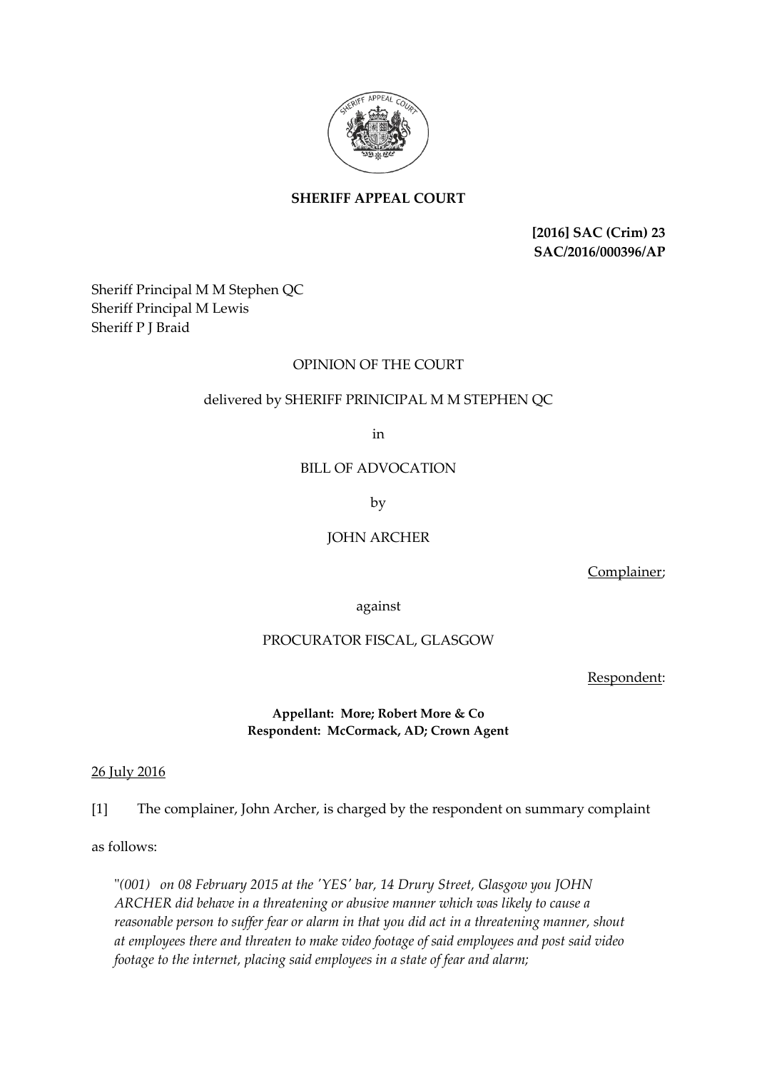**SHERIFF APPEAL COURT**

**[2016] SAC (Crim) 23**
**SAC/2016/000396/AP**

Sheriff Principal M M Stephen QC
Sheriff Principal M Lewis
Sheriff P J Braid

OPINION OF THE COURT

delivered by SHERIFF PRINICIPAL M M STEPHEN QC

in

BILL OF ADVOCATION

by

JOHN ARCHER

Complainer;

against

PROCURATOR FISCAL, GLASGOW

Respondent:

**Appellant: More; Robert More & Co**
**Respondent: McCormack, AD; Crown Agent**

26 July 2016

[1] The complainer, John Archer, is charged by the respondent on summary complaint as follows:

> "*(001) on 08 February 2015 at the 'YES' bar, 14 Drury Street, Glasgow you JOHN ARCHER did behave in a threatening or abusive manner which was likely to cause a reasonable person to suffer fear or alarm in that you did act in a threatening manner, shout at employees there and threaten to make video footage of said employees and post said video footage to the internet, placing said employees in a state of fear and alarm;*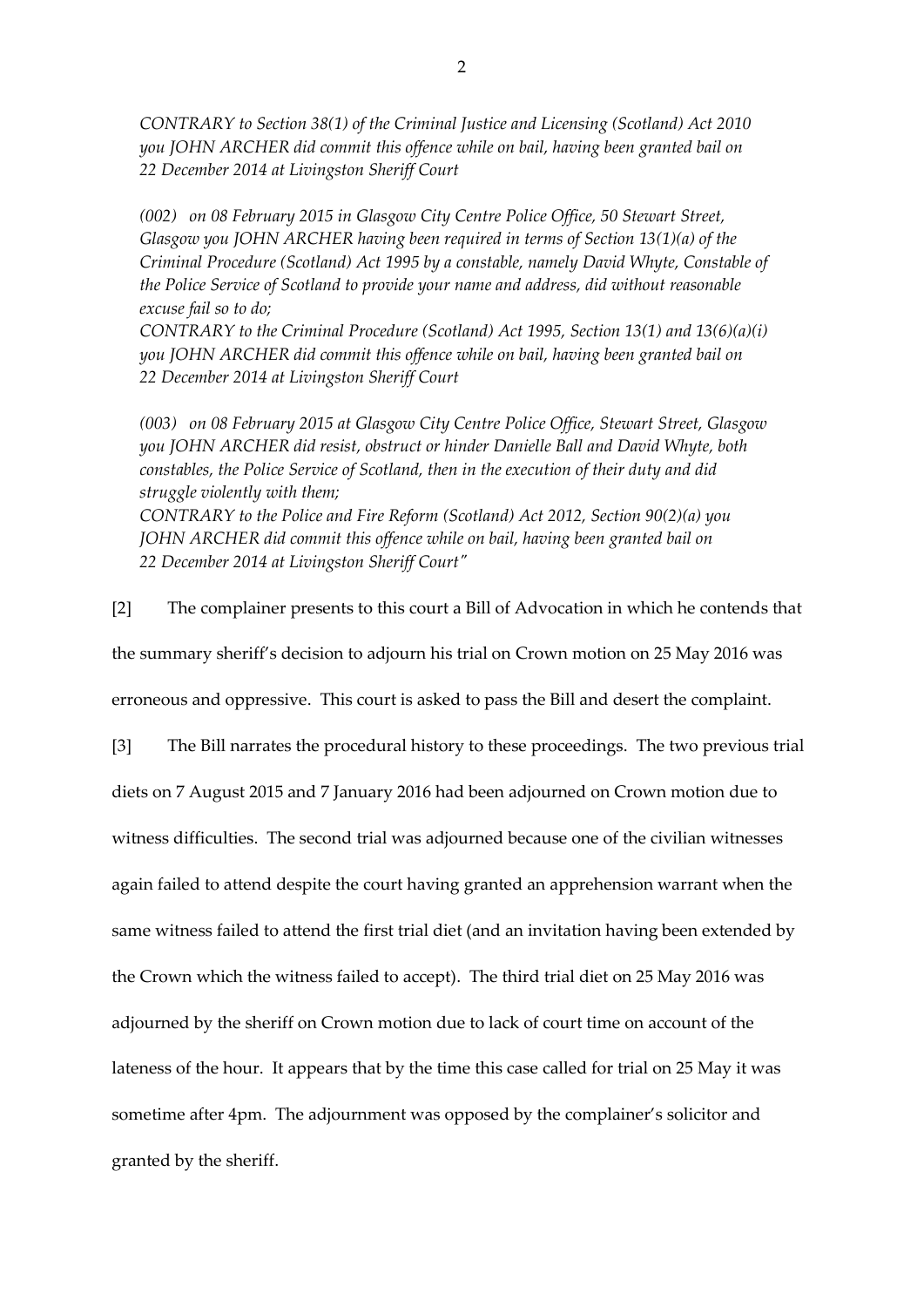*CONTRARY to Section 38(1) of the Criminal Justice and Licensing (Scotland) Act 2010 you JOHN ARCHER did commit this offence while on bail, having been granted bail on 22 December 2014 at Livingston Sheriff Court*

*(002) on 08 February 2015 in Glasgow City Centre Police Office, 50 Stewart Street, Glasgow you JOHN ARCHER having been required in terms of Section 13(1)(a) of the Criminal Procedure (Scotland) Act 1995 by a constable, namely David Whyte, Constable of the Police Service of Scotland to provide your name and address, did without reasonable excuse fail so to do;*
*CONTRARY to the Criminal Procedure (Scotland) Act 1995, Section 13(1) and 13(6)(a)(i) you JOHN ARCHER did commit this offence while on bail, having been granted bail on 22 December 2014 at Livingston Sheriff Court*

*(003) on 08 February 2015 at Glasgow City Centre Police Office, Stewart Street, Glasgow you JOHN ARCHER did resist, obstruct or hinder Danielle Ball and David Whyte, both constables, the Police Service of Scotland, then in the execution of their duty and did struggle violently with them;*
*CONTRARY to the Police and Fire Reform (Scotland) Act 2012, Section 90(2)(a) you JOHN ARCHER did commit this offence while on bail, having been granted bail on 22 December 2014 at Livingston Sheriff Court"*

[2] The complainer presents to this court a Bill of Advocation in which he contends that the summary sheriff's decision to adjourn his trial on Crown motion on 25 May 2016 was erroneous and oppressive. This court is asked to pass the Bill and desert the complaint.

[3] The Bill narrates the procedural history to these proceedings. The two previous trial diets on 7 August 2015 and 7 January 2016 had been adjourned on Crown motion due to witness difficulties. The second trial was adjourned because one of the civilian witnesses again failed to attend despite the court having granted an apprehension warrant when the same witness failed to attend the first trial diet (and an invitation having been extended by the Crown which the witness failed to accept). The third trial diet on 25 May 2016 was adjourned by the sheriff on Crown motion due to lack of court time on account of the lateness of the hour. It appears that by the time this case called for trial on 25 May it was sometime after 4pm. The adjournment was opposed by the complainer's solicitor and granted by the sheriff.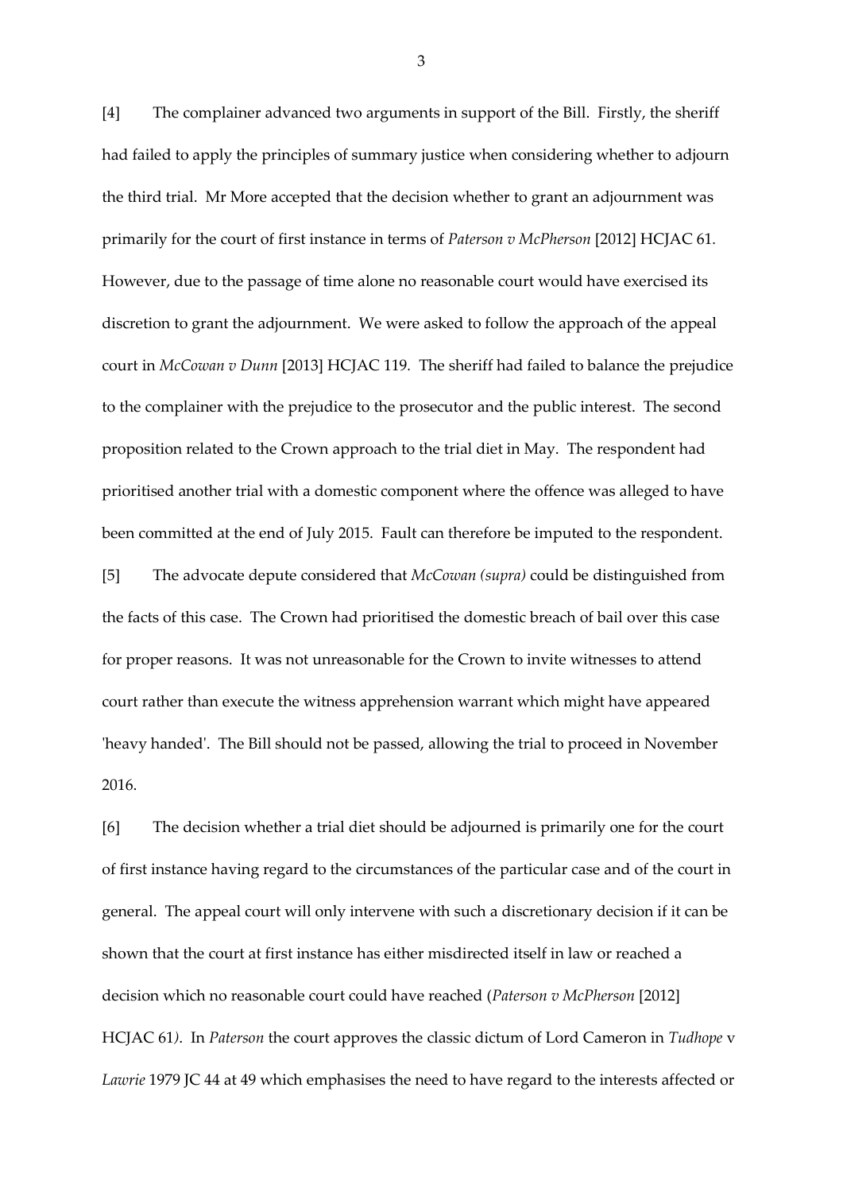[4] The complainer advanced two arguments in support of the Bill. Firstly, the sheriff had failed to apply the principles of summary justice when considering whether to adjourn the third trial. Mr More accepted that the decision whether to grant an adjournment was primarily for the court of first instance in terms of *Paterson v McPherson* [2012] HCJAC 61. However, due to the passage of time alone no reasonable court would have exercised its discretion to grant the adjournment. We were asked to follow the approach of the appeal court in *McCowan v Dunn* [2013] HCJAC 119. The sheriff had failed to balance the prejudice to the complainer with the prejudice to the prosecutor and the public interest. The second proposition related to the Crown approach to the trial diet in May. The respondent had prioritised another trial with a domestic component where the offence was alleged to have been committed at the end of July 2015. Fault can therefore be imputed to the respondent.

[5] The advocate depute considered that *McCowan (supra)* could be distinguished from the facts of this case. The Crown had prioritised the domestic breach of bail over this case for proper reasons. It was not unreasonable for the Crown to invite witnesses to attend court rather than execute the witness apprehension warrant which might have appeared 'heavy handed'. The Bill should not be passed, allowing the trial to proceed in November 2016.

[6] The decision whether a trial diet should be adjourned is primarily one for the court of first instance having regard to the circumstances of the particular case and of the court in general. The appeal court will only intervene with such a discretionary decision if it can be shown that the court at first instance has either misdirected itself in law or reached a decision which no reasonable court could have reached (*Paterson v McPherson* [2012] HCJAC 61). In *Paterson* the court approves the classic dictum of Lord Cameron in *Tudhope* v *Lawrie* 1979 JC 44 at 49 which emphasises the need to have regard to the interests affected or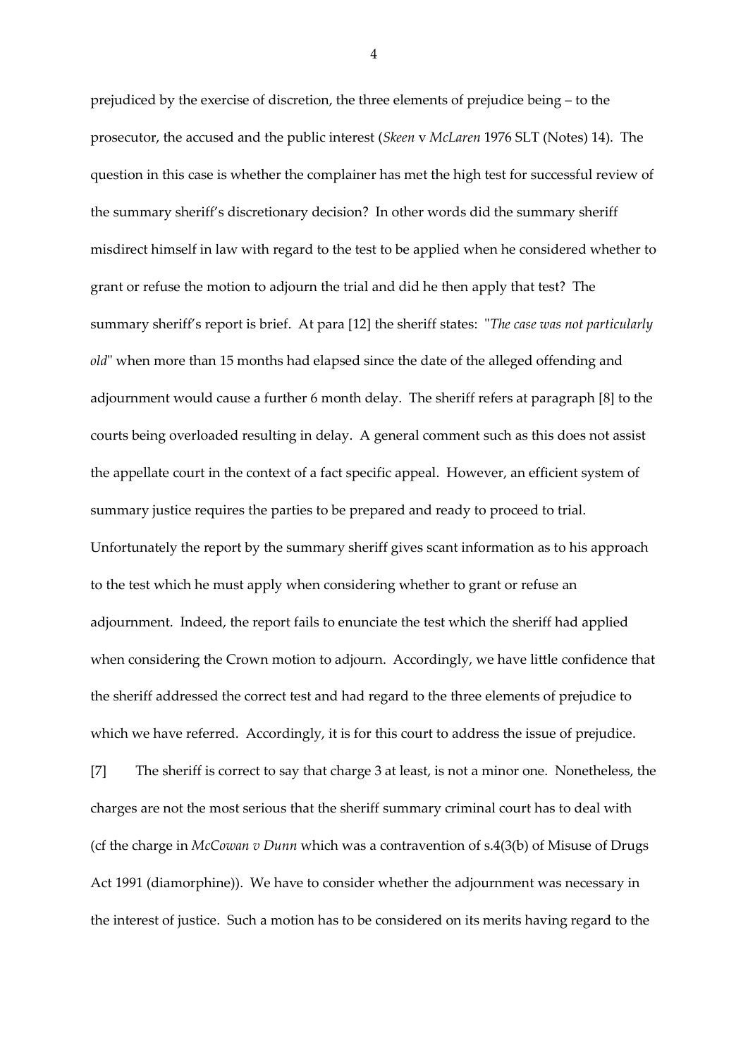prejudiced by the exercise of discretion, the three elements of prejudice being – to the prosecutor, the accused and the public interest (*Skeen* v *McLaren* 1976 SLT (Notes) 14). The question in this case is whether the complainer has met the high test for successful review of the summary sheriff's discretionary decision? In other words did the summary sheriff misdirect himself in law with regard to the test to be applied when he considered whether to grant or refuse the motion to adjourn the trial and did he then apply that test? The summary sheriff's report is brief. At para [12] the sheriff states: "*The case was not particularly old*" when more than 15 months had elapsed since the date of the alleged offending and adjournment would cause a further 6 month delay. The sheriff refers at paragraph [8] to the courts being overloaded resulting in delay. A general comment such as this does not assist the appellate court in the context of a fact specific appeal. However, an efficient system of summary justice requires the parties to be prepared and ready to proceed to trial. Unfortunately the report by the summary sheriff gives scant information as to his approach to the test which he must apply when considering whether to grant or refuse an adjournment. Indeed, the report fails to enunciate the test which the sheriff had applied when considering the Crown motion to adjourn. Accordingly, we have little confidence that the sheriff addressed the correct test and had regard to the three elements of prejudice to which we have referred. Accordingly, it is for this court to address the issue of prejudice.

[7] The sheriff is correct to say that charge 3 at least, is not a minor one. Nonetheless, the charges are not the most serious that the sheriff summary criminal court has to deal with (cf the charge in *McCowan v Dunn* which was a contravention of s.4(3(b) of Misuse of Drugs Act 1991 (diamorphine)). We have to consider whether the adjournment was necessary in the interest of justice. Such a motion has to be considered on its merits having regard to the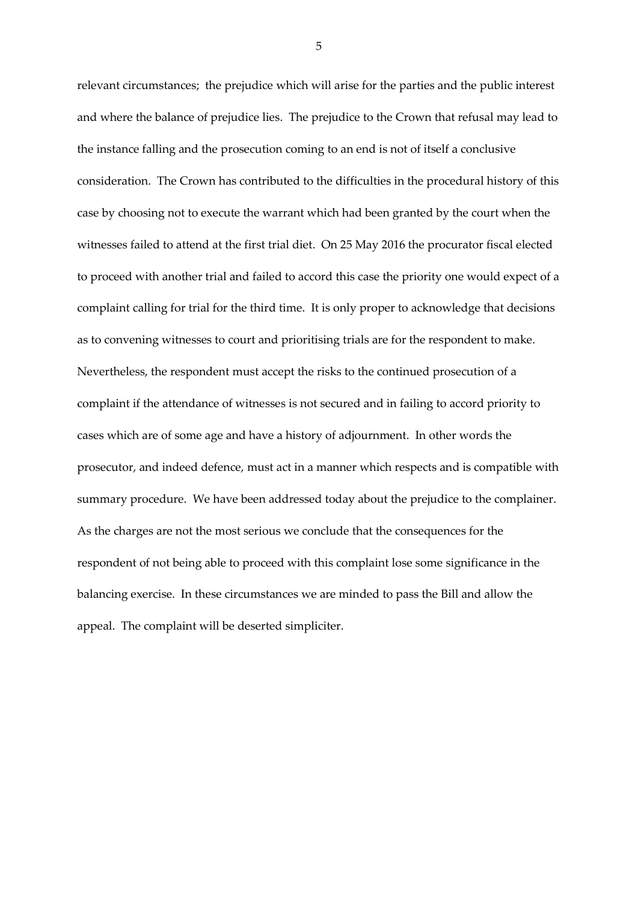relevant circumstances; the prejudice which will arise for the parties and the public interest and where the balance of prejudice lies. The prejudice to the Crown that refusal may lead to the instance falling and the prosecution coming to an end is not of itself a conclusive consideration. The Crown has contributed to the difficulties in the procedural history of this case by choosing not to execute the warrant which had been granted by the court when the witnesses failed to attend at the first trial diet. On 25 May 2016 the procurator fiscal elected to proceed with another trial and failed to accord this case the priority one would expect of a complaint calling for trial for the third time. It is only proper to acknowledge that decisions as to convening witnesses to court and prioritising trials are for the respondent to make. Nevertheless, the respondent must accept the risks to the continued prosecution of a complaint if the attendance of witnesses is not secured and in failing to accord priority to cases which are of some age and have a history of adjournment. In other words the prosecutor, and indeed defence, must act in a manner which respects and is compatible with summary procedure. We have been addressed today about the prejudice to the complainer. As the charges are not the most serious we conclude that the consequences for the respondent of not being able to proceed with this complaint lose some significance in the balancing exercise. In these circumstances we are minded to pass the Bill and allow the appeal. The complaint will be deserted simpliciter.